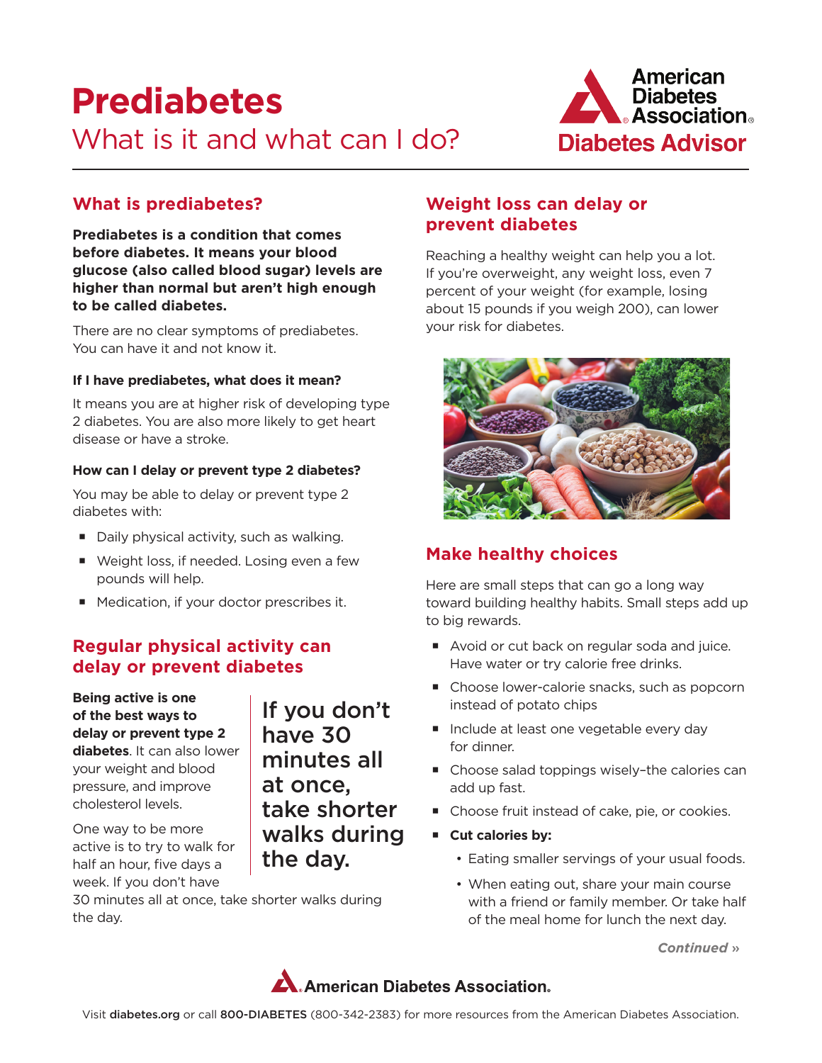# Prediabetes

What is it and what can I do?

American Diabetes Association® Diabetes Advisor

## What is prediabetes?

**Prediabetes is a condition that comes before diabetes. It means your blood glucose (also called blood sugar) levels are higher than normal but aren't high enough to be called diabetes.**

There are no clear symptoms of prediabetes. You can have it and not know it.

#### If I have prediabetes, what does it mean?

It means you are at higher risk of developing type 2 diabetes. You are also more likely to get heart disease or have a stroke.

#### How can I delay or prevent type 2 diabetes?

You may be able to delay or prevent type 2 diabetes with:

- Daily physical activity, such as walking.
- Weight loss, if needed. Losing even a few pounds will help.
- Medication, if your doctor prescribes it.

## Regular physical activity can delay or prevent diabetes

**Being active is one of the best ways to delay or prevent type 2 diabetes**. It can also lower your weight and blood pressure, and improve cholesterol levels.

One way to be more active is to try to walk for half an hour, five days a week. If you don't have 30 minutes all at once, take shorter walks during the day.

> If you don't have 30 minutes all at once, take shorter walks during the day.

## Weight loss can delay or prevent diabetes

Reaching a healthy weight can help you a lot. If you're overweight, any weight loss, even 7 percent of your weight (for example, losing about 15 pounds if you weigh 200), can lower your risk for diabetes.

## Make healthy choices

Here are small steps that can go a long way toward building healthy habits. Small steps add up to big rewards.

- Avoid or cut back on regular soda and juice. Have water or try calorie free drinks.
- Choose lower-calorie snacks, such as popcorn instead of potato chips
- Include at least one vegetable every day for dinner.
- Choose salad toppings wisely–the calories can add up fast.
- Choose fruit instead of cake, pie, or cookies.
- **Cut calories by:**
  - Eating smaller servings of your usual foods.
  - When eating out, share your main course with a friend or family member. Or take half of the meal home for lunch the next day.

*Continued »*

Visit **diabetes.org** or call **800-DIABETES** (800-342-2383) for more resources from the American Diabetes Association.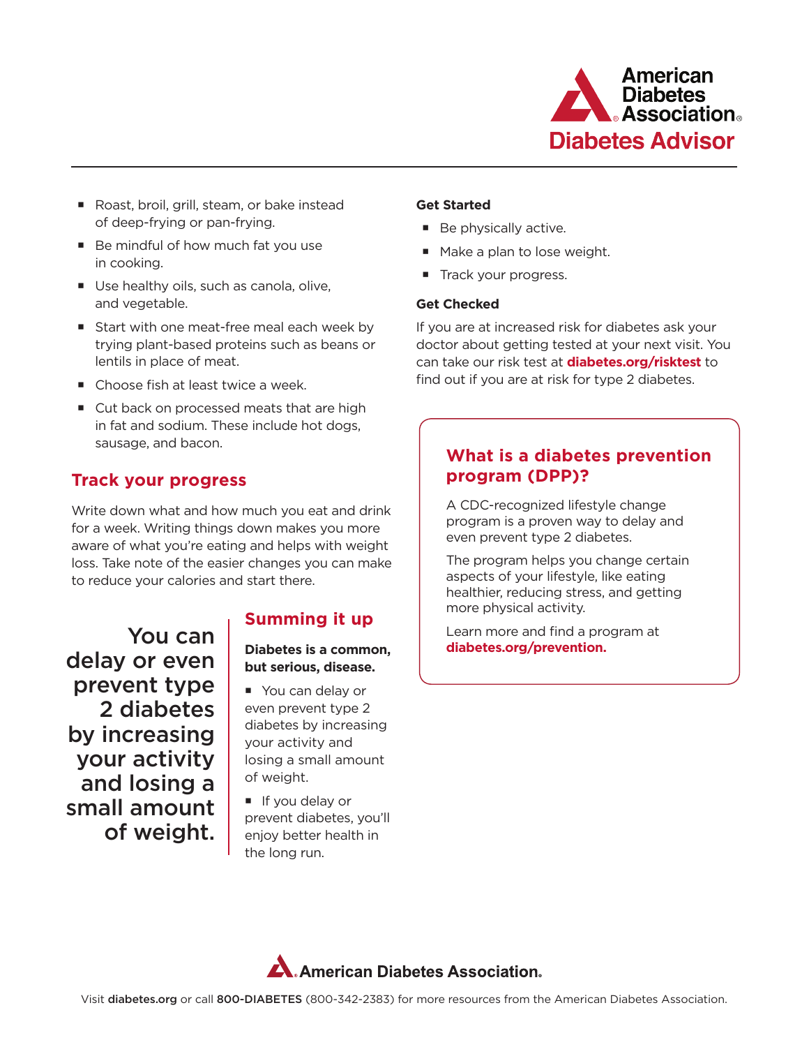- Roast, broil, grill, steam, or bake instead of deep-frying or pan-frying.
- Be mindful of how much fat you use in cooking.
- Use healthy oils, such as canola, olive, and vegetable.
- Start with one meat-free meal each week by trying plant-based proteins such as beans or lentils in place of meat.
- Choose fish at least twice a week.
- Cut back on processed meats that are high in fat and sodium. These include hot dogs, sausage, and bacon.

## Track your progress

Write down what and how much you eat and drink for a week. Writing things down makes you more aware of what you're eating and helps with weight loss. Take note of the easier changes you can make to reduce your calories and start there.

**You can delay or even prevent type 2 diabetes by increasing your activity and losing a small amount of weight.**

## Summing it up

**Diabetes is a common, but serious, disease.**

- You can delay or even prevent type 2 diabetes by increasing your activity and losing a small amount of weight.
- If you delay or prevent diabetes, you'll enjoy better health in the long run.

**Get Started**

- Be physically active.
- Make a plan to lose weight.
- Track your progress.

**Get Checked**

If you are at increased risk for diabetes ask your doctor about getting tested at your next visit. You can take our risk test at **diabetes.org/risktest** to find out if you are at risk for type 2 diabetes.

## What is a diabetes prevention program (DPP)?

A CDC-recognized lifestyle change program is a proven way to delay and even prevent type 2 diabetes.

The program helps you change certain aspects of your lifestyle, like eating healthier, reducing stress, and getting more physical activity.

Learn more and find a program at **diabetes.org/prevention.**

Visit **diabetes.org** or call **800-DIABETES** (800-342-2383) for more resources from the American Diabetes Association.